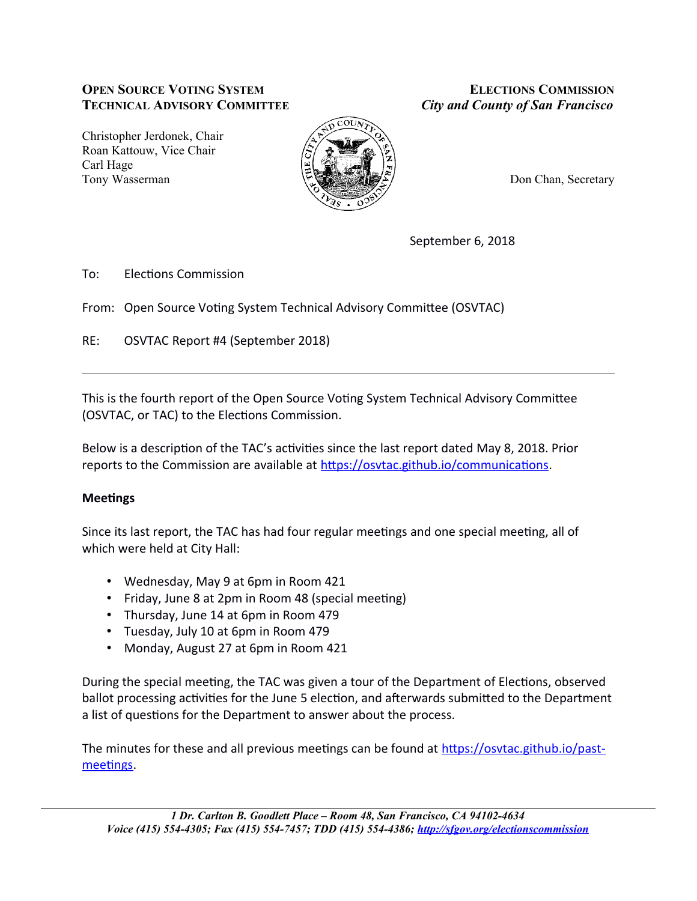**OPEN SOURCE VOTING SYSTEM**
**TECHNICAL ADVISORY COMMITTEE**

Christopher Jerdonek, Chair
Roan Kattouw, Vice Chair
Carl Hage
Tony Wasserman

**ELECTIONS COMMISSION**
***City and County of San Francisco***

Don Chan, Secretary

September 6, 2018

To: Elections Commission

From: Open Source Voting System Technical Advisory Committee (OSVTAC)

RE: OSVTAC Report #4 (September 2018)

---

This is the fourth report of the Open Source Voting System Technical Advisory Committee (OSVTAC, or TAC) to the Elections Commission.

Below is a description of the TAC's activities since the last report dated May 8, 2018. Prior reports to the Commission are available at [https://osvtac.github.io/communications](https://osvtac.github.io/communications).

**Meetings**

Since its last report, the TAC has had four regular meetings and one special meeting, all of which were held at City Hall:

- Wednesday, May 9 at 6pm in Room 421
- Friday, June 8 at 2pm in Room 48 (special meeting)
- Thursday, June 14 at 6pm in Room 479
- Tuesday, July 10 at 6pm in Room 479
- Monday, August 27 at 6pm in Room 421

During the special meeting, the TAC was given a tour of the Department of Elections, observed ballot processing activities for the June 5 election, and afterwards submitted to the Department a list of questions for the Department to answer about the process.

The minutes for these and all previous meetings can be found at [https://osvtac.github.io/past-meetings](https://osvtac.github.io/past-meetings).

---

*1 Dr. Carlton B. Goodlett Place – Room 48, San Francisco, CA 94102-4634*
*Voice (415) 554-4305; Fax (415) 554-7457; TDD (415) 554-4386; [http://sfgov.org/electionscommission](http://sfgov.org/electionscommission)*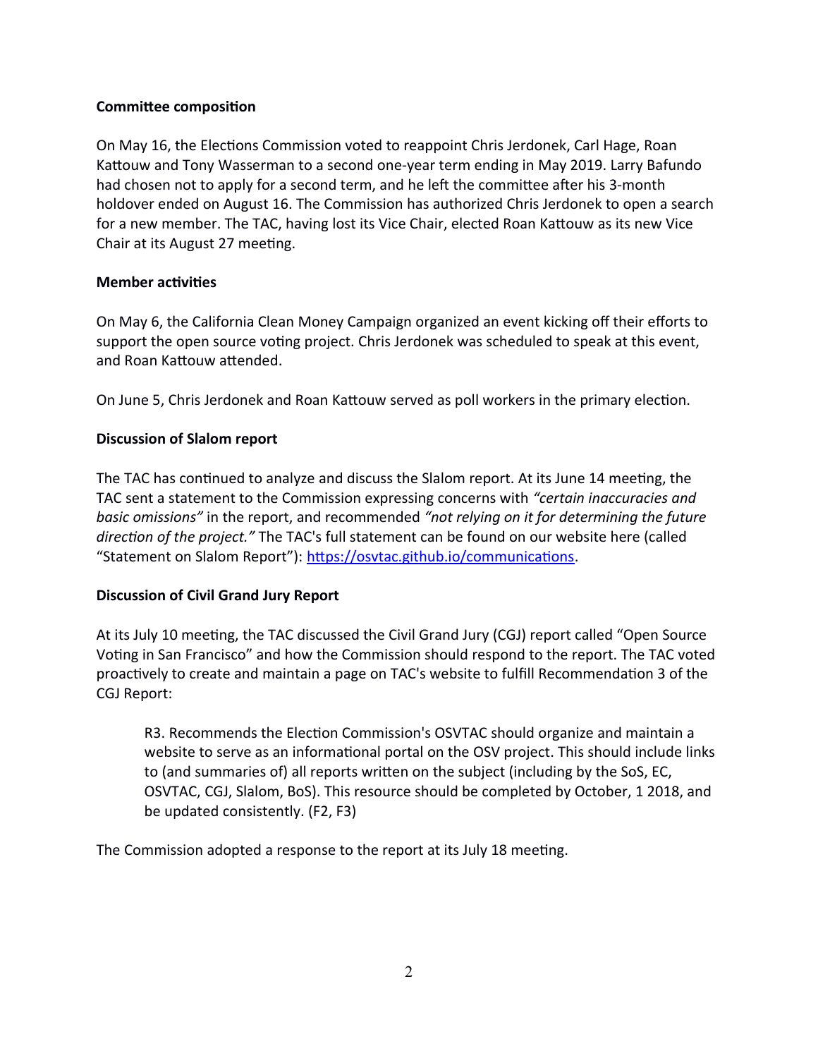**Committee composition**

On May 16, the Elections Commission voted to reappoint Chris Jerdonek, Carl Hage, Roan Kattouw and Tony Wasserman to a second one-year term ending in May 2019. Larry Bafundo had chosen not to apply for a second term, and he left the committee after his 3-month holdover ended on August 16. The Commission has authorized Chris Jerdonek to open a search for a new member. The TAC, having lost its Vice Chair, elected Roan Kattouw as its new Vice Chair at its August 27 meeting.

**Member activities**

On May 6, the California Clean Money Campaign organized an event kicking off their efforts to support the open source voting project. Chris Jerdonek was scheduled to speak at this event, and Roan Kattouw attended.

On June 5, Chris Jerdonek and Roan Kattouw served as poll workers in the primary election.

**Discussion of Slalom report**

The TAC has continued to analyze and discuss the Slalom report. At its June 14 meeting, the TAC sent a statement to the Commission expressing concerns with *"certain inaccuracies and basic omissions"* in the report, and recommended *"not relying on it for determining the future direction of the project."* The TAC's full statement can be found on our website here (called "Statement on Slalom Report"): [https://osvtac.github.io/communications](https://osvtac.github.io/communications).

**Discussion of Civil Grand Jury Report**

At its July 10 meeting, the TAC discussed the Civil Grand Jury (CGJ) report called "Open Source Voting in San Francisco" and how the Commission should respond to the report. The TAC voted proactively to create and maintain a page on TAC's website to fulfill Recommendation 3 of the CGJ Report:

> R3. Recommends the Election Commission's OSVTAC should organize and maintain a website to serve as an informational portal on the OSV project. This should include links to (and summaries of) all reports written on the subject (including by the SoS, EC, OSVTAC, CGJ, Slalom, BoS). This resource should be completed by October, 1 2018, and be updated consistently. (F2, F3)

The Commission adopted a response to the report at its July 18 meeting.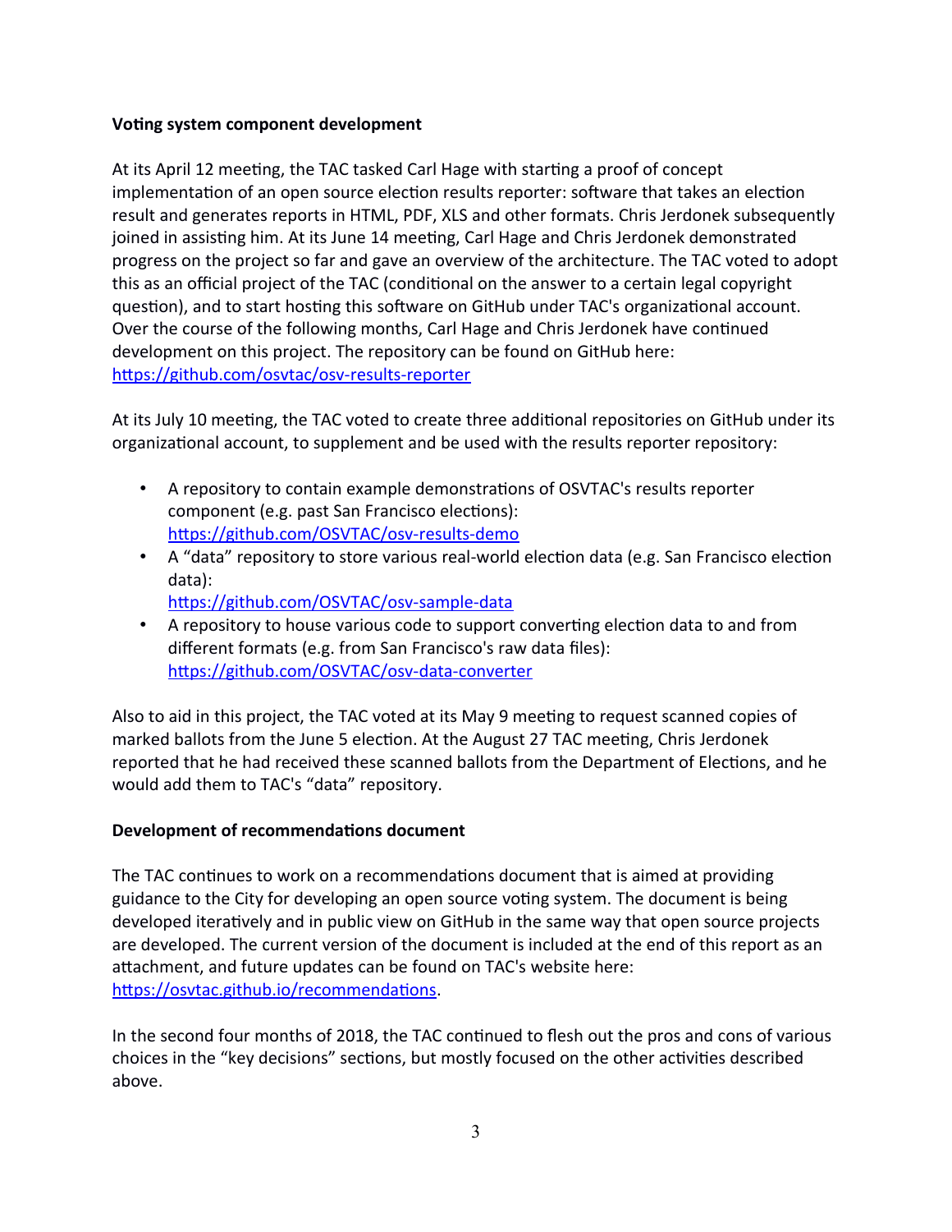**Voting system component development**

At its April 12 meeting, the TAC tasked Carl Hage with starting a proof of concept implementation of an open source election results reporter: software that takes an election result and generates reports in HTML, PDF, XLS and other formats. Chris Jerdonek subsequently joined in assisting him. At its June 14 meeting, Carl Hage and Chris Jerdonek demonstrated progress on the project so far and gave an overview of the architecture. The TAC voted to adopt this as an official project of the TAC (conditional on the answer to a certain legal copyright question), and to start hosting this software on GitHub under TAC's organizational account. Over the course of the following months, Carl Hage and Chris Jerdonek have continued development on this project. The repository can be found on GitHub here: https://github.com/osvtac/osv-results-reporter

At its July 10 meeting, the TAC voted to create three additional repositories on GitHub under its organizational account, to supplement and be used with the results reporter repository:

- A repository to contain example demonstrations of OSVTAC's results reporter component (e.g. past San Francisco elections): https://github.com/OSVTAC/osv-results-demo
- A "data" repository to store various real-world election data (e.g. San Francisco election data): https://github.com/OSVTAC/osv-sample-data
- A repository to house various code to support converting election data to and from different formats (e.g. from San Francisco's raw data files): https://github.com/OSVTAC/osv-data-converter

Also to aid in this project, the TAC voted at its May 9 meeting to request scanned copies of marked ballots from the June 5 election. At the August 27 TAC meeting, Chris Jerdonek reported that he had received these scanned ballots from the Department of Elections, and he would add them to TAC's "data" repository.

**Development of recommendations document**

The TAC continues to work on a recommendations document that is aimed at providing guidance to the City for developing an open source voting system. The document is being developed iteratively and in public view on GitHub in the same way that open source projects are developed. The current version of the document is included at the end of this report as an attachment, and future updates can be found on TAC's website here: https://osvtac.github.io/recommendations.

In the second four months of 2018, the TAC continued to flesh out the pros and cons of various choices in the "key decisions" sections, but mostly focused on the other activities described above.